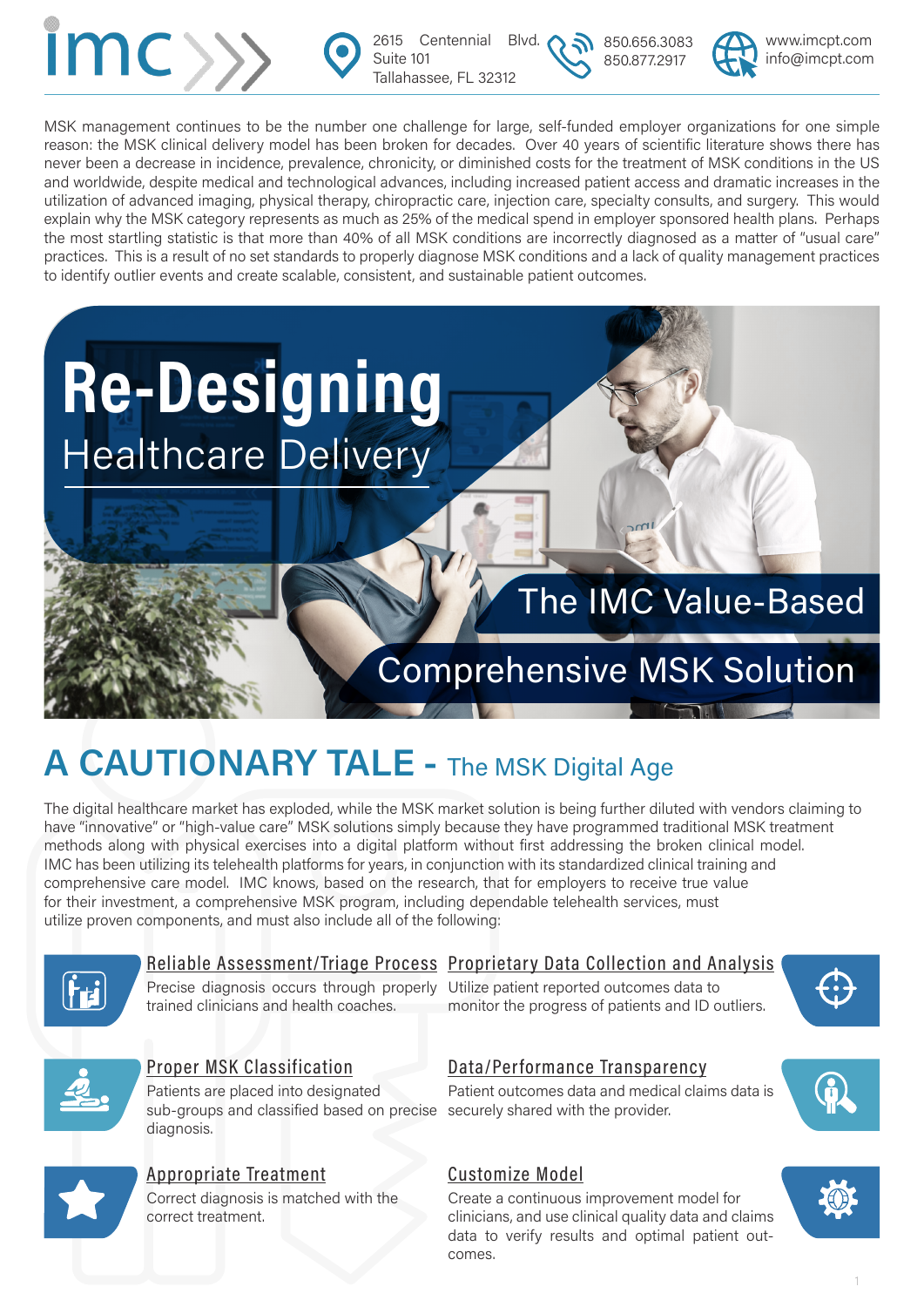imc

2615 Centennial Blvd. Suite 101
Tallahassee, FL 32312

850.656.3083
850.877.2917

www.imcpt.com
info@imcpt.com

MSK management continues to be the number one challenge for large, self-funded employer organizations for one simple reason: the MSK clinical delivery model has been broken for decades. Over 40 years of scientific literature shows there has never been a decrease in incidence, prevalence, chronicity, or diminished costs for the treatment of MSK conditions in the US and worldwide, despite medical and technological advances, including increased patient access and dramatic increases in the utilization of advanced imaging, physical therapy, chiropractic care, injection care, specialty consults, and surgery. This would explain why the MSK category represents as much as 25% of the medical spend in employer sponsored health plans. Perhaps the most startling statistic is that more than 40% of all MSK conditions are incorrectly diagnosed as a matter of "usual care" practices. This is a result of no set standards to properly diagnose MSK conditions and a lack of quality management practices to identify outlier events and create scalable, consistent, and sustainable patient outcomes.

# Re-Designing Healthcare Delivery

## The IMC Value-Based Comprehensive MSK Solution

## A CAUTIONARY TALE - The MSK Digital Age

The digital healthcare market has exploded, while the MSK market solution is being further diluted with vendors claiming to have "innovative" or "high-value care" MSK solutions simply because they have programmed traditional MSK treatment methods along with physical exercises into a digital platform without first addressing the broken clinical model. IMC has been utilizing its telehealth platforms for years, in conjunction with its standardized clinical training and comprehensive care model. IMC knows, based on the research, that for employers to receive true value for their investment, a comprehensive MSK program, including dependable telehealth services, must utilize proven components, and must also include all of the following:

**Reliable Assessment/Triage Process**
Precise diagnosis occurs through properly trained clinicians and health coaches.

**Proprietary Data Collection and Analysis**
Utilize patient reported outcomes data to monitor the progress of patients and ID outliers.

**Proper MSK Classification**
Patients are placed into designated sub-groups and classified based on precise diagnosis.

**Data/Performance Transparency**
Patient outcomes data and medical claims data is securely shared with the provider.

**Appropriate Treatment**
Correct diagnosis is matched with the correct treatment.

**Customize Model**
Create a continuous improvement model for clinicians, and use clinical quality data and claims data to verify results and optimal patient outcomes.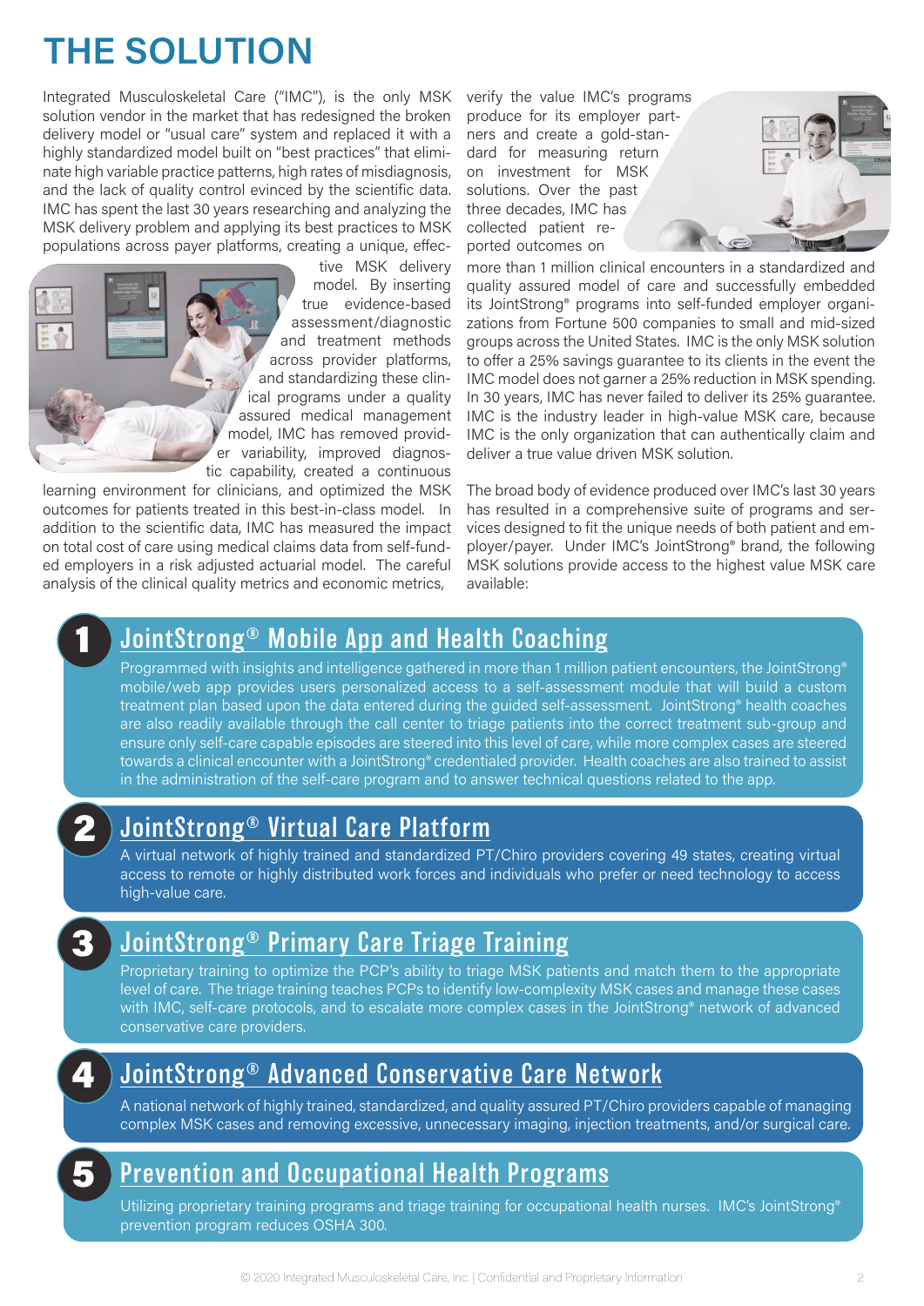# THE SOLUTION

Integrated Musculoskeletal Care ("IMC"), is the only MSK solution vendor in the market that has redesigned the broken delivery model or "usual care" system and replaced it with a highly standardized model built on "best practices" that eliminate high variable practice patterns, high rates of misdiagnosis, and the lack of quality control evinced by the scientific data. IMC has spent the last 30 years researching and analyzing the MSK delivery problem and applying its best practices to MSK populations across payer platforms, creating a unique, effective MSK delivery model. By inserting true evidence-based assessment/diagnostic and treatment methods across provider platforms, and standardizing these clinical programs under a quality assured medical management model, IMC has removed provider variability, improved diagnostic capability, created a continuous learning environment for clinicians, and optimized the MSK outcomes for patients treated in this best-in-class model. In addition to the scientific data, IMC has measured the impact on total cost of care using medical claims data from self-funded employers in a risk adjusted actuarial model. The careful analysis of the clinical quality metrics and economic metrics, verify the value IMC's programs produce for its employer partners and create a gold-standard for measuring return on investment for MSK solutions. Over the past three decades, IMC has collected patient reported outcomes on more than 1 million clinical encounters in a standardized and quality assured model of care and successfully embedded its JointStrong® programs into self-funded employer organizations from Fortune 500 companies to small and mid-sized groups across the United States. IMC is the only MSK solution to offer a 25% savings guarantee to its clients in the event the IMC model does not garner a 25% reduction in MSK spending. In 30 years, IMC has never failed to deliver its 25% guarantee. IMC is the industry leader in high-value MSK care, because IMC is the only organization that can authentically claim and deliver a true value driven MSK solution.

The broad body of evidence produced over IMC's last 30 years has resulted in a comprehensive suite of programs and services designed to fit the unique needs of both patient and employer/payer. Under IMC's JointStrong® brand, the following MSK solutions provide access to the highest value MSK care available:

## 1 JointStrong® Mobile App and Health Coaching

Programmed with insights and intelligence gathered in more than 1 million patient encounters, the JointStrong® mobile/web app provides users personalized access to a self-assessment module that will build a custom treatment plan based upon the data entered during the guided self-assessment. JointStrong® health coaches are also readily available through the call center to triage patients into the correct treatment sub-group and ensure only self-care capable episodes are steered into this level of care, while more complex cases are steered towards a clinical encounter with a JointStrong® credentialed provider. Health coaches are also trained to assist in the administration of the self-care program and to answer technical questions related to the app.

## 2 JointStrong® Virtual Care Platform

A virtual network of highly trained and standardized PT/Chiro providers covering 49 states, creating virtual access to remote or highly distributed work forces and individuals who prefer or need technology to access high-value care.

## 3 JointStrong® Primary Care Triage Training

Proprietary training to optimize the PCP's ability to triage MSK patients and match them to the appropriate level of care. The triage training teaches PCPs to identify low-complexity MSK cases and manage these cases with IMC, self-care protocols, and to escalate more complex cases in the JointStrong® network of advanced conservative care providers.

## 4 JointStrong® Advanced Conservative Care Network

A national network of highly trained, standardized, and quality assured PT/Chiro providers capable of managing complex MSK cases and removing excessive, unnecessary imaging, injection treatments, and/or surgical care.

## 5 Prevention and Occupational Health Programs

Utilizing proprietary training programs and triage training for occupational health nurses. IMC's JointStrong® prevention program reduces OSHA 300.

© 2020 Integrated Musculoskeletal Care, Inc. | Confidential and Proprietary Information